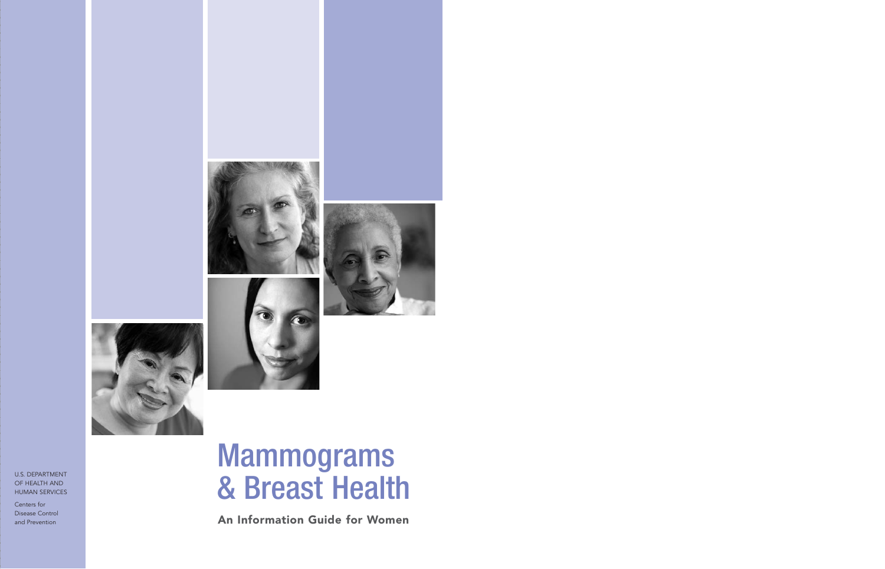# Mammograms & Breast Health

**An Information Guide for Women**

U.S. DEPARTMENT OF HEALTH AND HUMAN SERVICES

Centers for Disease Control and Prevention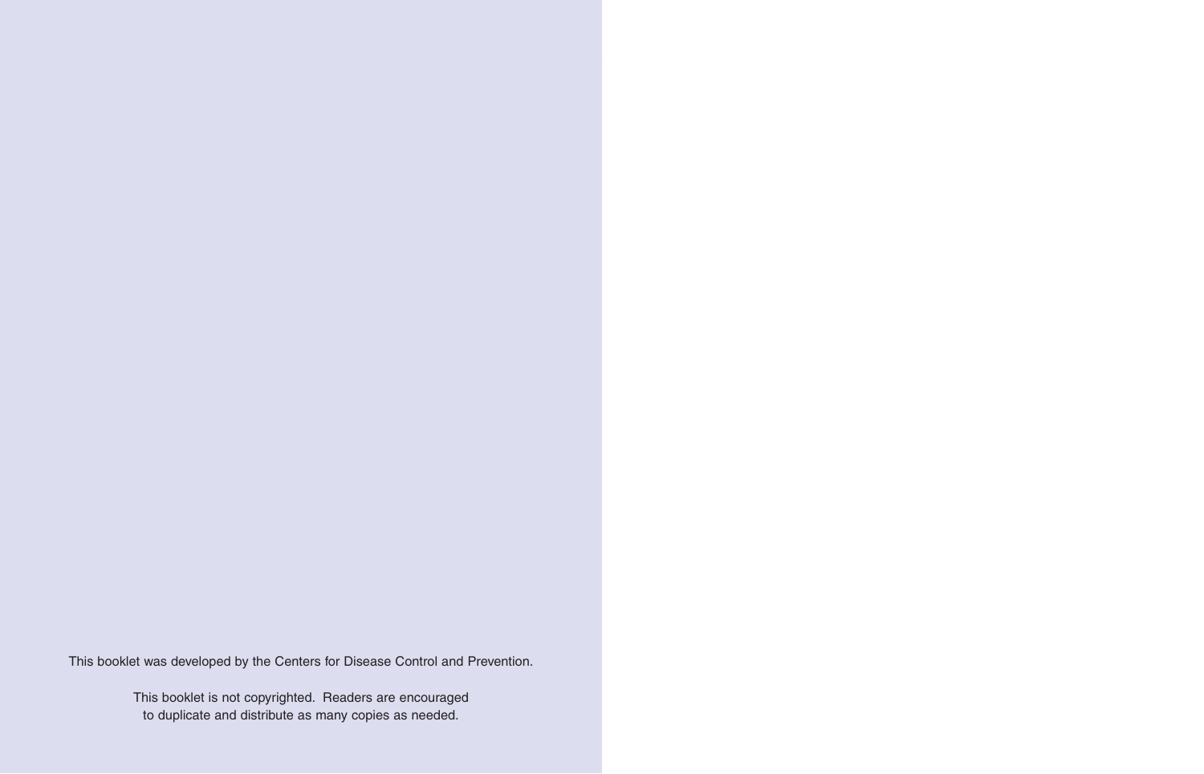This booklet was developed by the Centers for Disease Control and Prevention.

This booklet is not copyrighted. Readers are encouraged to duplicate and distribute as many copies as needed.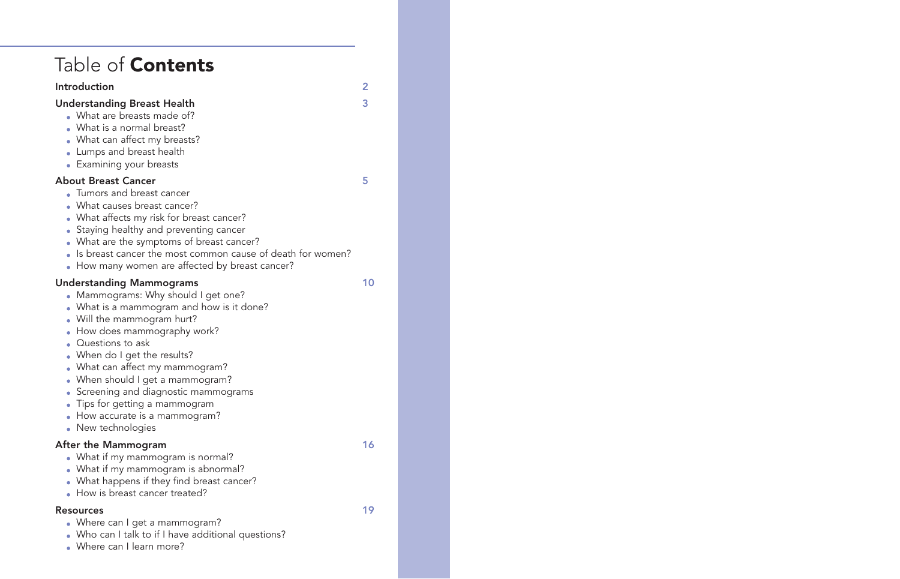# Table of **Contents**

**Introduction** 2

**Understanding Breast Health** 3

- What are breasts made of?
- What is a normal breast?
- What can affect my breasts?
- Lumps and breast health
- Examining your breasts

**About Breast Cancer** 5

- Tumors and breast cancer
- What causes breast cancer?
- What affects my risk for breast cancer?
- Staying healthy and preventing cancer
- What are the symptoms of breast cancer?
- Is breast cancer the most common cause of death for women?
- How many women are affected by breast cancer?

**Understanding Mammograms** 10

- Mammograms: Why should I get one?
- What is a mammogram and how is it done?
- Will the mammogram hurt?
- How does mammography work?
- Questions to ask
- When do I get the results?
- What can affect my mammogram?
- When should I get a mammogram?
- Screening and diagnostic mammograms
- Tips for getting a mammogram
- How accurate is a mammogram?
- New technologies

**After the Mammogram** 16

- What if my mammogram is normal?
- What if my mammogram is abnormal?
- What happens if they find breast cancer?
- How is breast cancer treated?

**Resources** 19

- Where can I get a mammogram?
- Who can I talk to if I have additional questions?
- Where can I learn more?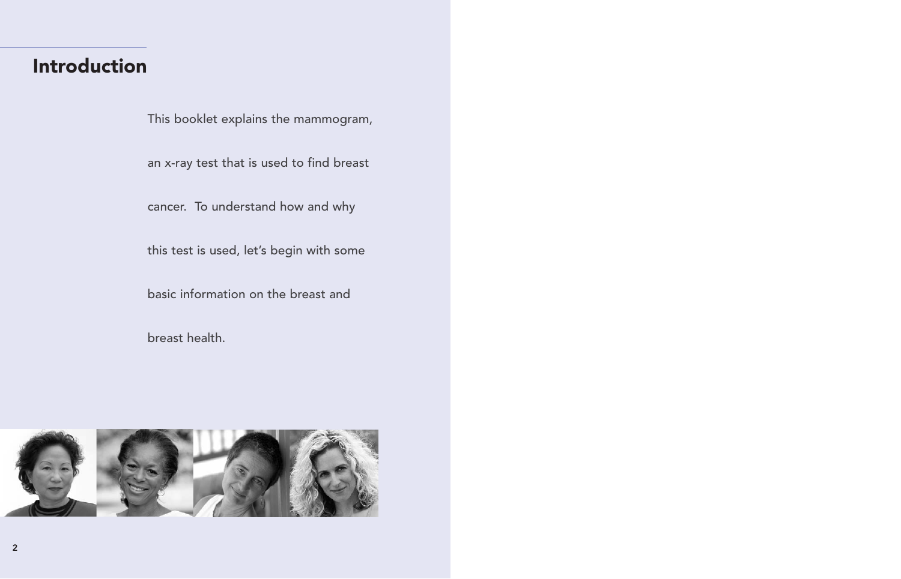# Introduction

This booklet explains the mammogram, an x-ray test that is used to find breast cancer. To understand how and why this test is used, let's begin with some basic information on the breast and breast health.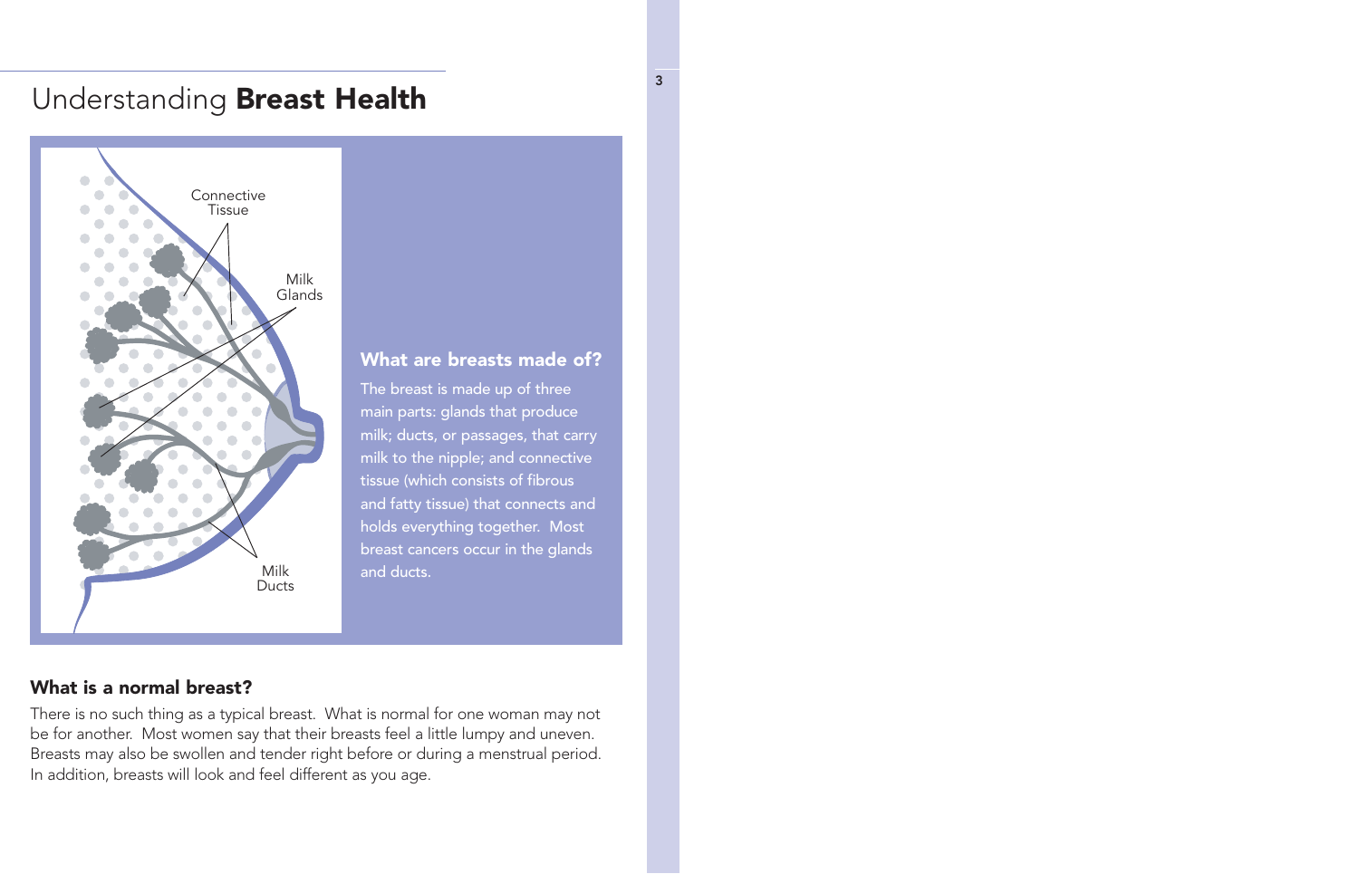# Understanding **Breast Health**

Connective Tissue

Milk Glands

Milk Ducts

### What are breasts made of?

The breast is made up of three main parts: glands that produce milk; ducts, or passages, that carry milk to the nipple; and connective tissue (which consists of fibrous and fatty tissue) that connects and holds everything together. Most breast cancers occur in the glands and ducts.

### What is a normal breast?

There is no such thing as a typical breast. What is normal for one woman may not be for another. Most women say that their breasts feel a little lumpy and uneven. Breasts may also be swollen and tender right before or during a menstrual period. In addition, breasts will look and feel different as you age.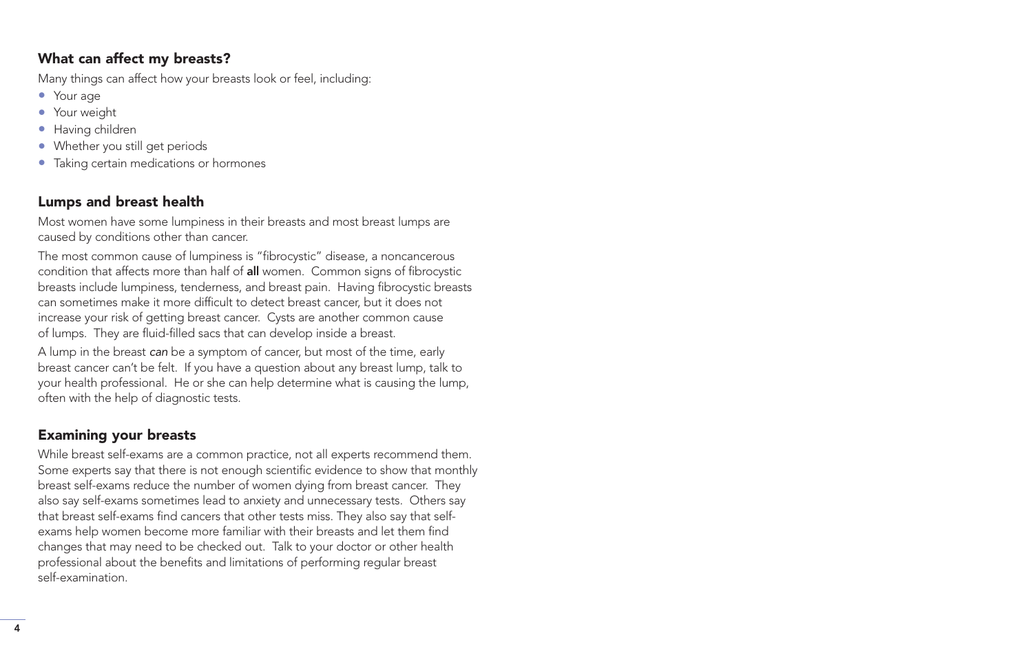## What can affect my breasts?

Many things can affect how your breasts look or feel, including:

- Your age
- Your weight
- Having children
- Whether you still get periods
- Taking certain medications or hormones

## Lumps and breast health

Most women have some lumpiness in their breasts and most breast lumps are caused by conditions other than cancer.

The most common cause of lumpiness is "fibrocystic" disease, a noncancerous condition that affects more than half of **all** women. Common signs of fibrocystic breasts include lumpiness, tenderness, and breast pain. Having fibrocystic breasts can sometimes make it more difficult to detect breast cancer, but it does not increase your risk of getting breast cancer. Cysts are another common cause of lumps. They are fluid-filled sacs that can develop inside a breast.

A lump in the breast *can* be a symptom of cancer, but most of the time, early breast cancer can't be felt. If you have a question about any breast lump, talk to your health professional. He or she can help determine what is causing the lump, often with the help of diagnostic tests.

## Examining your breasts

While breast self-exams are a common practice, not all experts recommend them. Some experts say that there is not enough scientific evidence to show that monthly breast self-exams reduce the number of women dying from breast cancer. They also say self-exams sometimes lead to anxiety and unnecessary tests. Others say that breast self-exams find cancers that other tests miss. They also say that self-exams help women become more familiar with their breasts and let them find changes that may need to be checked out. Talk to your doctor or other health professional about the benefits and limitations of performing regular breast self-examination.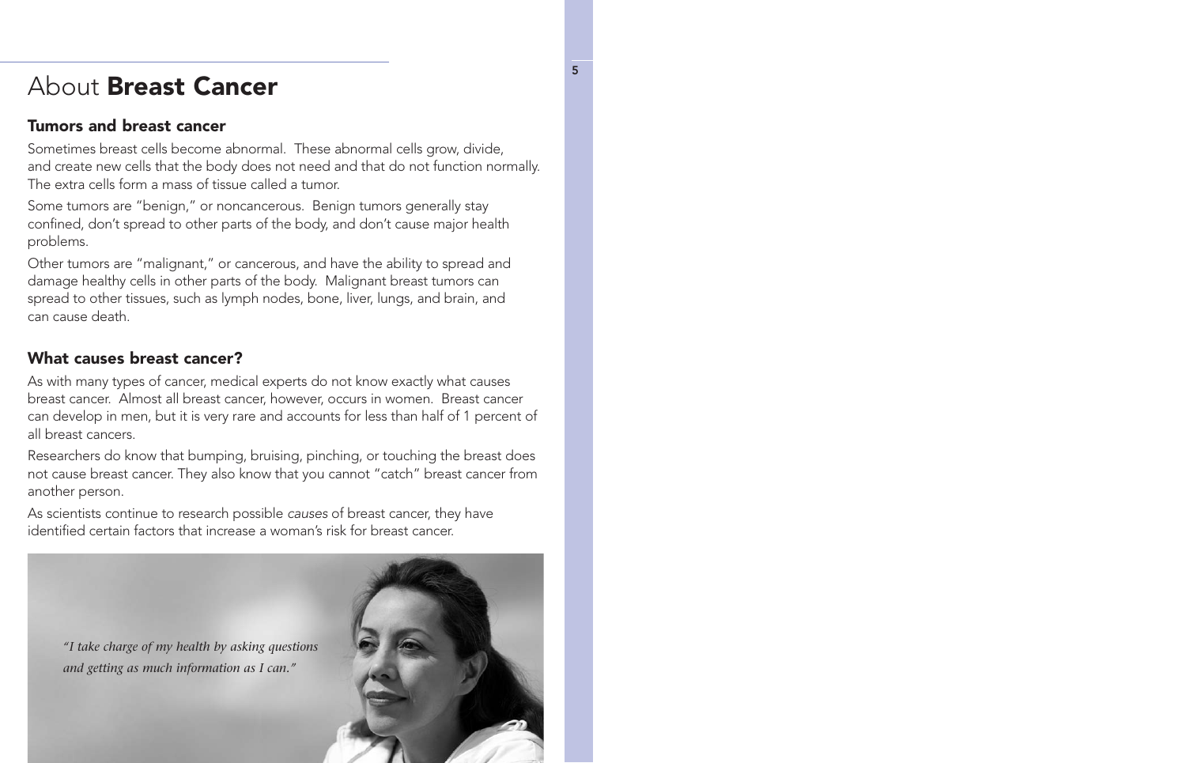# About **Breast Cancer**

## Tumors and breast cancer

Sometimes breast cells become abnormal. These abnormal cells grow, divide, and create new cells that the body does not need and that do not function normally. The extra cells form a mass of tissue called a tumor.

Some tumors are "benign," or noncancerous. Benign tumors generally stay confined, don't spread to other parts of the body, and don't cause major health problems.

Other tumors are "malignant," or cancerous, and have the ability to spread and damage healthy cells in other parts of the body. Malignant breast tumors can spread to other tissues, such as lymph nodes, bone, liver, lungs, and brain, and can cause death.

## What causes breast cancer?

As with many types of cancer, medical experts do not know exactly what causes breast cancer. Almost all breast cancer, however, occurs in women. Breast cancer can develop in men, but it is very rare and accounts for less than half of 1 percent of all breast cancers.

Researchers do know that bumping, bruising, pinching, or touching the breast does not cause breast cancer. They also know that you cannot "catch" breast cancer from another person.

As scientists continue to research possible *causes* of breast cancer, they have identified certain factors that increase a woman's risk for breast cancer.

*"I take charge of my health by asking questions and getting as much information as I can."*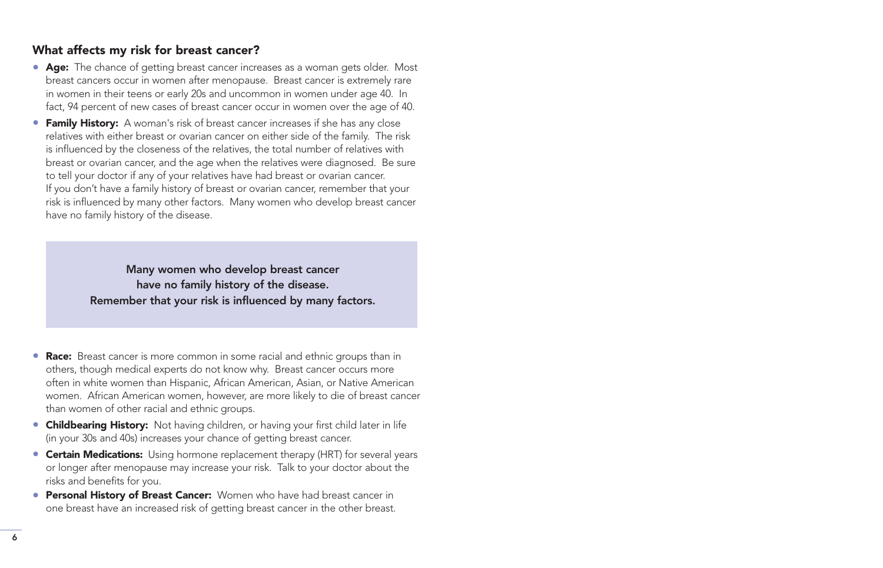## What affects my risk for breast cancer?

- **Age:** The chance of getting breast cancer increases as a woman gets older. Most breast cancers occur in women after menopause. Breast cancer is extremely rare in women in their teens or early 20s and uncommon in women under age 40. In fact, 94 percent of new cases of breast cancer occur in women over the age of 40.
- **Family History:** A woman's risk of breast cancer increases if she has any close relatives with either breast or ovarian cancer on either side of the family. The risk is influenced by the closeness of the relatives, the total number of relatives with breast or ovarian cancer, and the age when the relatives were diagnosed. Be sure to tell your doctor if any of your relatives have had breast or ovarian cancer. If you don't have a family history of breast or ovarian cancer, remember that your risk is influenced by many other factors. Many women who develop breast cancer have no family history of the disease.

> **Many women who develop breast cancer have no family history of the disease. Remember that your risk is influenced by many factors.**

- **Race:** Breast cancer is more common in some racial and ethnic groups than in others, though medical experts do not know why. Breast cancer occurs more often in white women than Hispanic, African American, Asian, or Native American women. African American women, however, are more likely to die of breast cancer than women of other racial and ethnic groups.
- **Childbearing History:** Not having children, or having your first child later in life (in your 30s and 40s) increases your chance of getting breast cancer.
- **Certain Medications:** Using hormone replacement therapy (HRT) for several years or longer after menopause may increase your risk. Talk to your doctor about the risks and benefits for you.
- **Personal History of Breast Cancer:** Women who have had breast cancer in one breast have an increased risk of getting breast cancer in the other breast.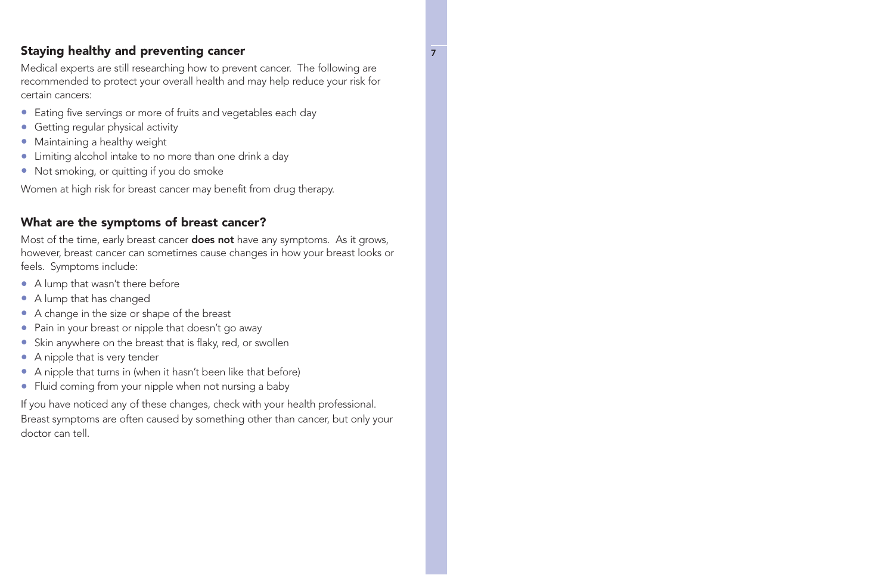## Staying healthy and preventing cancer

Medical experts are still researching how to prevent cancer. The following are recommended to protect your overall health and may help reduce your risk for certain cancers:

- Eating five servings or more of fruits and vegetables each day
- Getting regular physical activity
- Maintaining a healthy weight
- Limiting alcohol intake to no more than one drink a day
- Not smoking, or quitting if you do smoke

Women at high risk for breast cancer may benefit from drug therapy.

## What are the symptoms of breast cancer?

Most of the time, early breast cancer **does not** have any symptoms. As it grows, however, breast cancer can sometimes cause changes in how your breast looks or feels. Symptoms include:

- A lump that wasn't there before
- A lump that has changed
- A change in the size or shape of the breast
- Pain in your breast or nipple that doesn't go away
- Skin anywhere on the breast that is flaky, red, or swollen
- A nipple that is very tender
- A nipple that turns in (when it hasn't been like that before)
- Fluid coming from your nipple when not nursing a baby

If you have noticed any of these changes, check with your health professional. Breast symptoms are often caused by something other than cancer, but only your doctor can tell.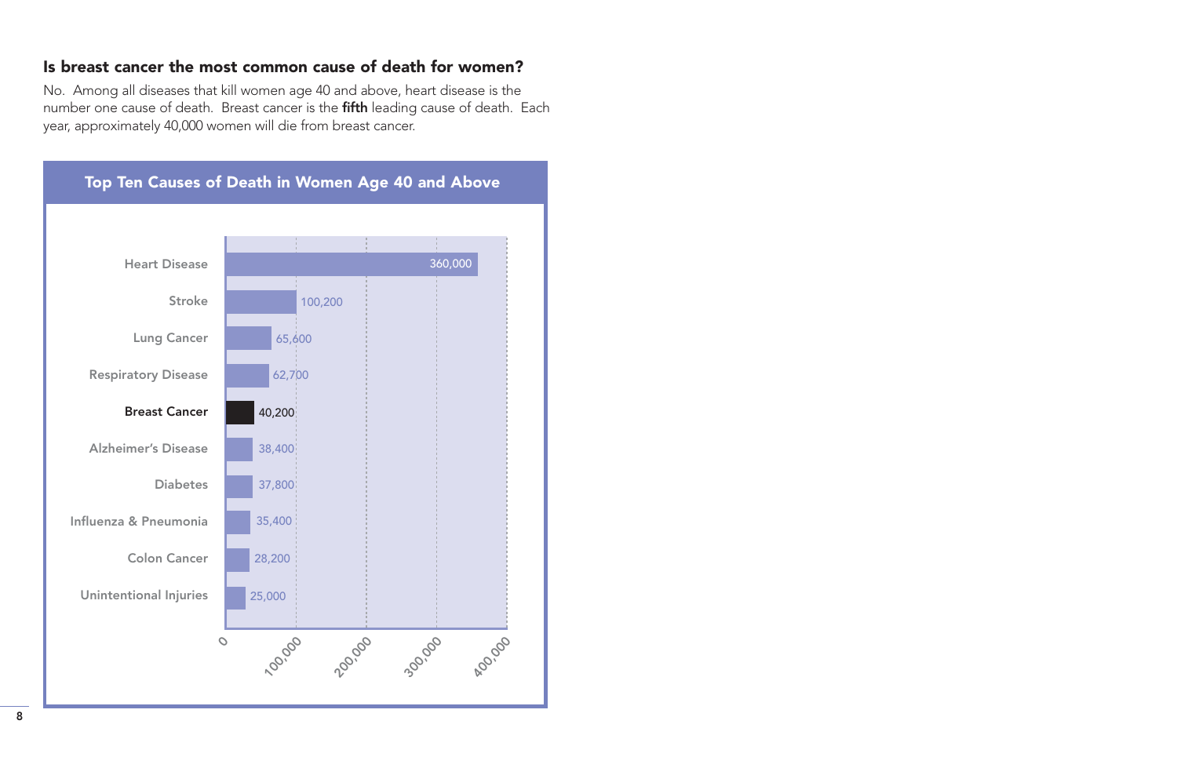## Is breast cancer the most common cause of death for women?

No. Among all diseases that kill women age 40 and above, heart disease is the number one cause of death. Breast cancer is the **fifth** leading cause of death. Each year, approximately 40,000 women will die from breast cancer.

### Top Ten Causes of Death in Women Age 40 and Above

| Cause | Deaths |
| --- | --- |
| Heart Disease | 360,000 |
| Stroke | 100,200 |
| Lung Cancer | 65,600 |
| Respiratory Disease | 62,700 |
| **Breast Cancer** | **40,200** |
| Alzheimer's Disease | 38,400 |
| Diabetes | 37,800 |
| Influenza & Pneumonia | 35,400 |
| Colon Cancer | 28,200 |
| Unintentional Injuries | 25,000 |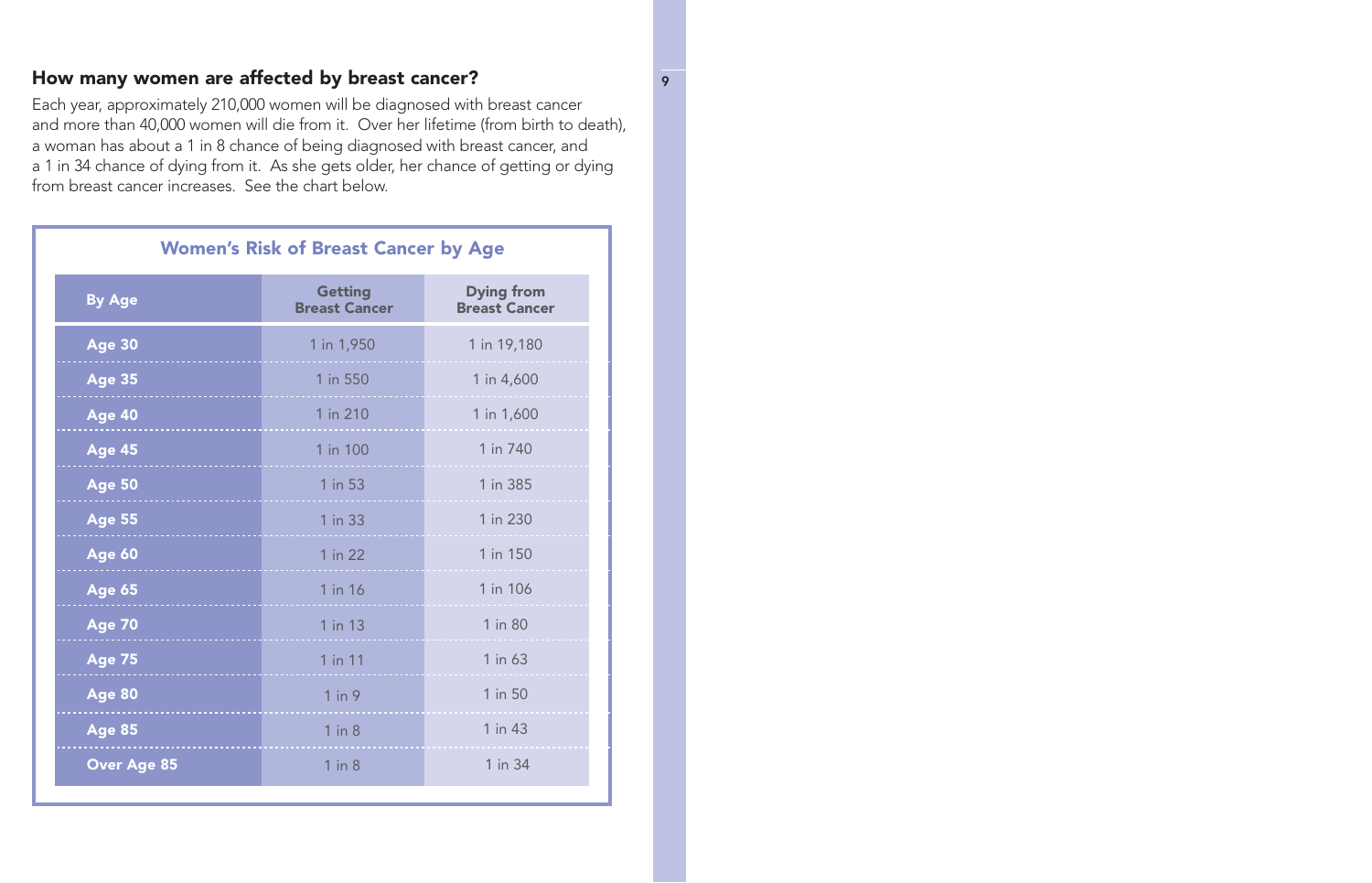## How many women are affected by breast cancer?

Each year, approximately 210,000 women will be diagnosed with breast cancer and more than 40,000 women will die from it. Over her lifetime (from birth to death), a woman has about a 1 in 8 chance of being diagnosed with breast cancer, and a 1 in 34 chance of dying from it. As she gets older, her chance of getting or dying from breast cancer increases. See the chart below.

### Women's Risk of Breast Cancer by Age

| By Age | Getting Breast Cancer | Dying from Breast Cancer |
|---|---|---|
| Age 30 | 1 in 1,950 | 1 in 19,180 |
| Age 35 | 1 in 550 | 1 in 4,600 |
| Age 40 | 1 in 210 | 1 in 1,600 |
| Age 45 | 1 in 100 | 1 in 740 |
| Age 50 | 1 in 53 | 1 in 385 |
| Age 55 | 1 in 33 | 1 in 230 |
| Age 60 | 1 in 22 | 1 in 150 |
| Age 65 | 1 in 16 | 1 in 106 |
| Age 70 | 1 in 13 | 1 in 80 |
| Age 75 | 1 in 11 | 1 in 63 |
| Age 80 | 1 in 9 | 1 in 50 |
| Age 85 | 1 in 8 | 1 in 43 |
| Over Age 85 | 1 in 8 | 1 in 34 |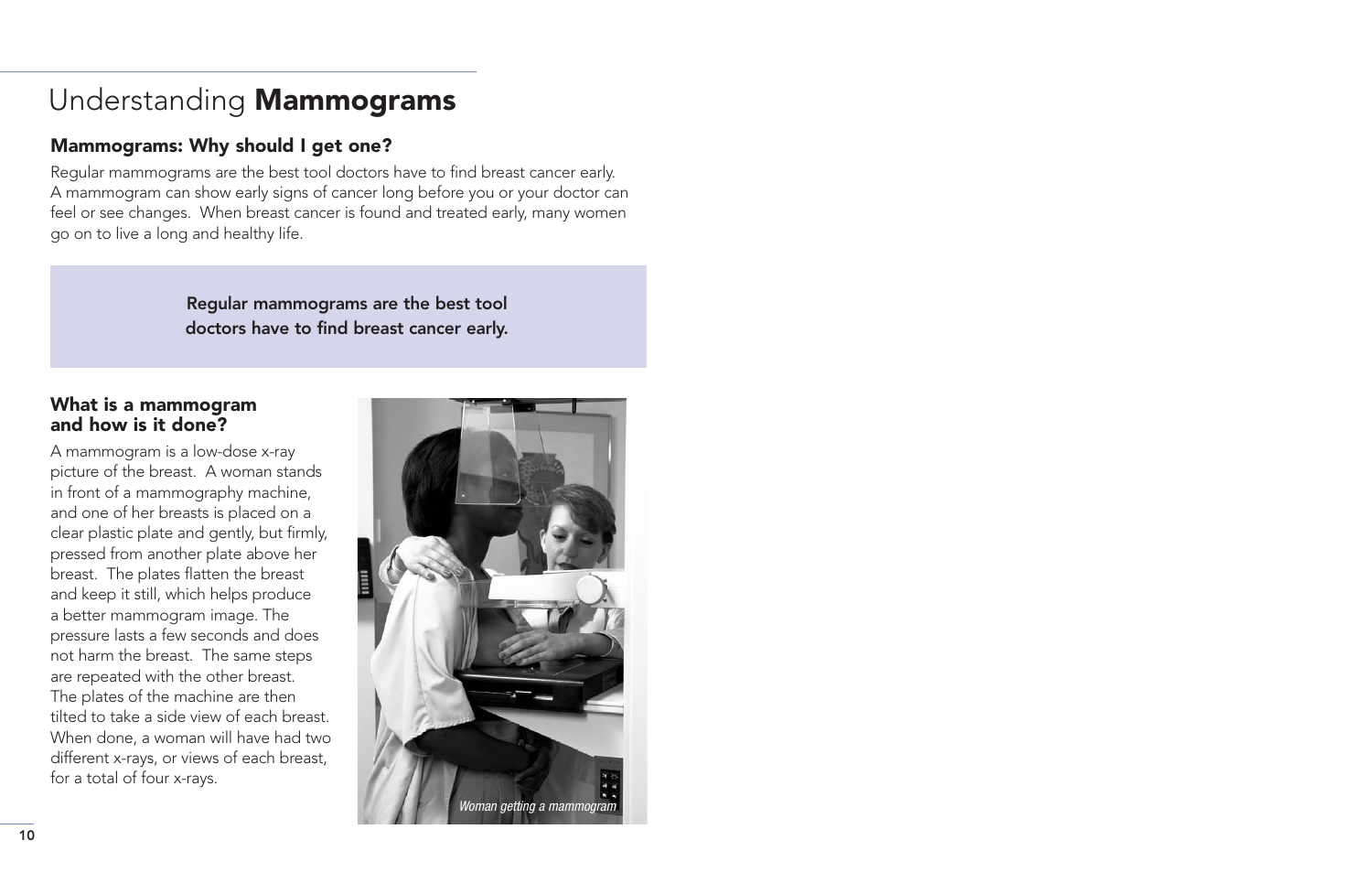# Understanding **Mammograms**

## Mammograms: Why should I get one?

Regular mammograms are the best tool doctors have to find breast cancer early. A mammogram can show early signs of cancer long before you or your doctor can feel or see changes. When breast cancer is found and treated early, many women go on to live a long and healthy life.

**Regular mammograms are the best tool doctors have to find breast cancer early.**

## What is a mammogram and how is it done?

A mammogram is a low-dose x-ray picture of the breast. A woman stands in front of a mammography machine, and one of her breasts is placed on a clear plastic plate and gently, but firmly, pressed from another plate above her breast. The plates flatten the breast and keep it still, which helps produce a better mammogram image. The pressure lasts a few seconds and does not harm the breast. The same steps are repeated with the other breast. The plates of the machine are then tilted to take a side view of each breast. When done, a woman will have had two different x-rays, or views of each breast, for a total of four x-rays.

*Woman getting a mammogram*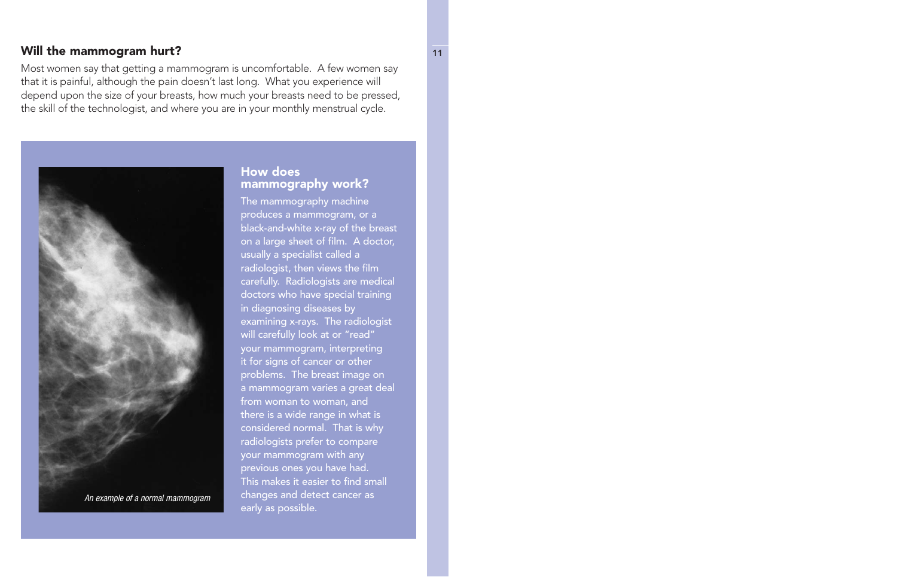## Will the mammogram hurt?

Most women say that getting a mammogram is uncomfortable. A few women say that it is painful, although the pain doesn't last long. What you experience will depend upon the size of your breasts, how much your breasts need to be pressed, the skill of the technologist, and where you are in your monthly menstrual cycle.

*An example of a normal mammogram*

### How does mammography work?

The mammography machine produces a mammogram, or a black-and-white x-ray of the breast on a large sheet of film. A doctor, usually a specialist called a radiologist, then views the film carefully. Radiologists are medical doctors who have special training in diagnosing diseases by examining x-rays. The radiologist will carefully look at or "read" your mammogram, interpreting it for signs of cancer or other problems. The breast image on a mammogram varies a great deal from woman to woman, and there is a wide range in what is considered normal. That is why radiologists prefer to compare your mammogram with any previous ones you have had. This makes it easier to find small changes and detect cancer as early as possible.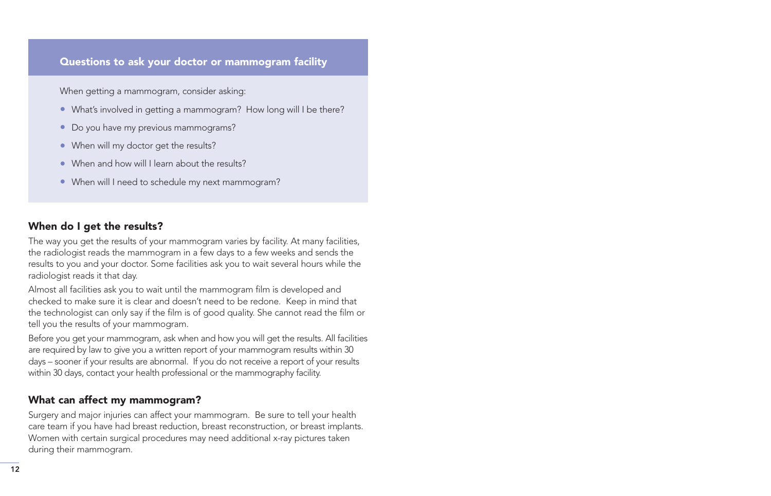### Questions to ask your doctor or mammogram facility

When getting a mammogram, consider asking:

- What's involved in getting a mammogram? How long will I be there?
- Do you have my previous mammograms?
- When will my doctor get the results?
- When and how will I learn about the results?
- When will I need to schedule my next mammogram?

## When do I get the results?

The way you get the results of your mammogram varies by facility. At many facilities, the radiologist reads the mammogram in a few days to a few weeks and sends the results to you and your doctor. Some facilities ask you to wait several hours while the radiologist reads it that day.

Almost all facilities ask you to wait until the mammogram film is developed and checked to make sure it is clear and doesn't need to be redone. Keep in mind that the technologist can only say if the film is of good quality. She cannot read the film or tell you the results of your mammogram.

Before you get your mammogram, ask when and how you will get the results. All facilities are required by law to give you a written report of your mammogram results within 30 days – sooner if your results are abnormal. If you do not receive a report of your results within 30 days, contact your health professional or the mammography facility.

## What can affect my mammogram?

Surgery and major injuries can affect your mammogram. Be sure to tell your health care team if you have had breast reduction, breast reconstruction, or breast implants. Women with certain surgical procedures may need additional x-ray pictures taken during their mammogram.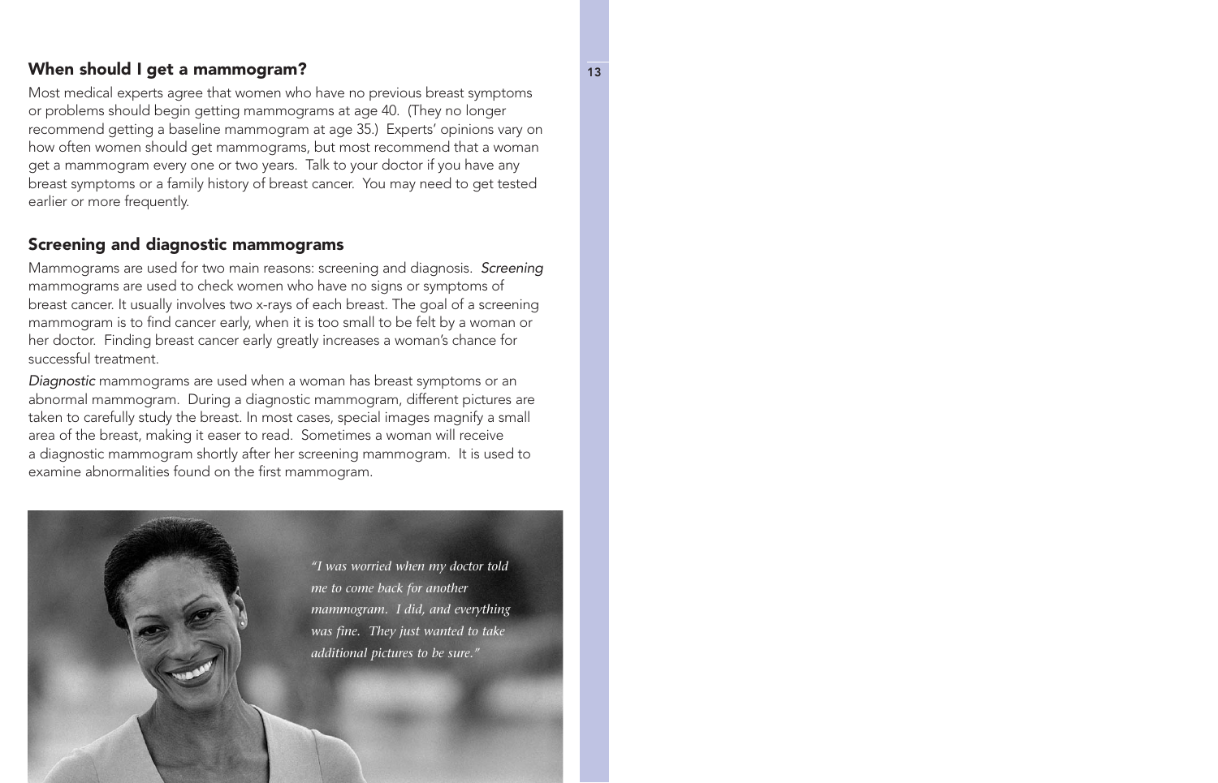## When should I get a mammogram?

Most medical experts agree that women who have no previous breast symptoms or problems should begin getting mammograms at age 40. (They no longer recommend getting a baseline mammogram at age 35.) Experts' opinions vary on how often women should get mammograms, but most recommend that a woman get a mammogram every one or two years. Talk to your doctor if you have any breast symptoms or a family history of breast cancer. You may need to get tested earlier or more frequently.

## Screening and diagnostic mammograms

Mammograms are used for two main reasons: screening and diagnosis. *Screening* mammograms are used to check women who have no signs or symptoms of breast cancer. It usually involves two x-rays of each breast. The goal of a screening mammogram is to find cancer early, when it is too small to be felt by a woman or her doctor. Finding breast cancer early greatly increases a woman's chance for successful treatment.

*Diagnostic* mammograms are used when a woman has breast symptoms or an abnormal mammogram. During a diagnostic mammogram, different pictures are taken to carefully study the breast. In most cases, special images magnify a small area of the breast, making it easer to read. Sometimes a woman will receive a diagnostic mammogram shortly after her screening mammogram. It is used to examine abnormalities found on the first mammogram.

*"I was worried when my doctor told me to come back for another mammogram. I did, and everything was fine. They just wanted to take additional pictures to be sure."*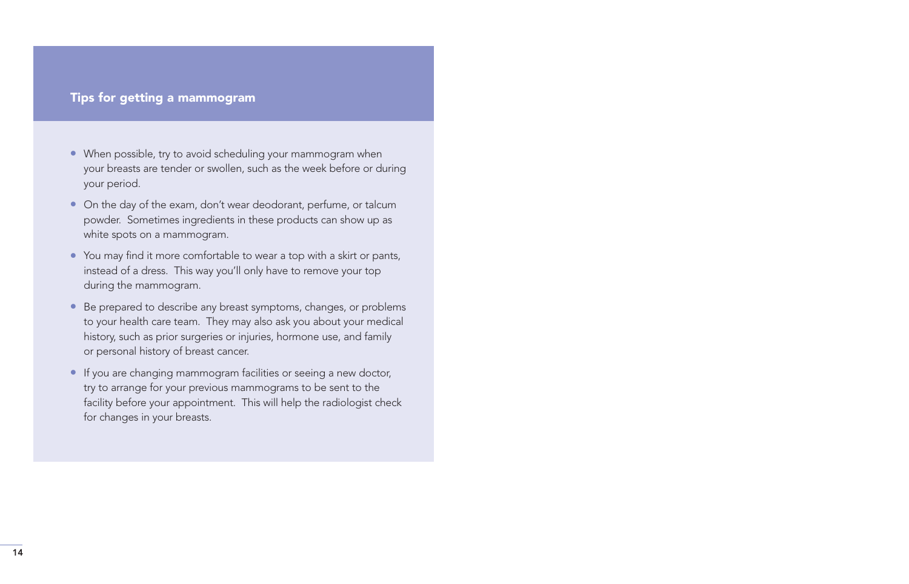## Tips for getting a mammogram

- When possible, try to avoid scheduling your mammogram when your breasts are tender or swollen, such as the week before or during your period.
- On the day of the exam, don't wear deodorant, perfume, or talcum powder. Sometimes ingredients in these products can show up as white spots on a mammogram.
- You may find it more comfortable to wear a top with a skirt or pants, instead of a dress. This way you'll only have to remove your top during the mammogram.
- Be prepared to describe any breast symptoms, changes, or problems to your health care team. They may also ask you about your medical history, such as prior surgeries or injuries, hormone use, and family or personal history of breast cancer.
- If you are changing mammogram facilities or seeing a new doctor, try to arrange for your previous mammograms to be sent to the facility before your appointment. This will help the radiologist check for changes in your breasts.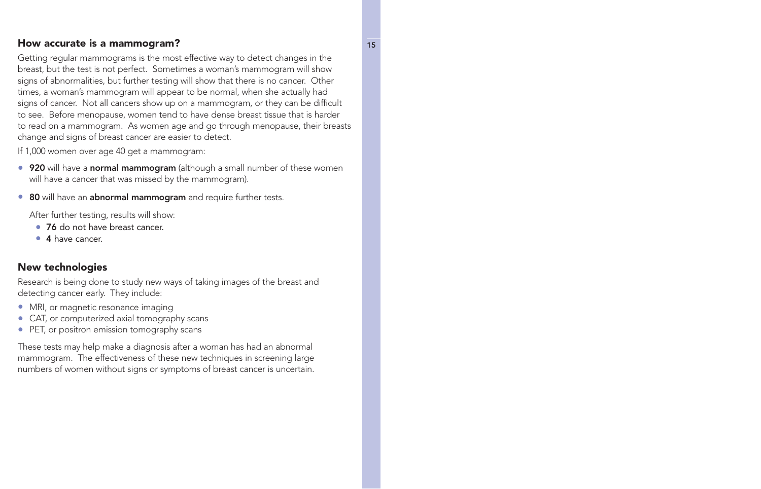## How accurate is a mammogram?

Getting regular mammograms is the most effective way to detect changes in the breast, but the test is not perfect. Sometimes a woman's mammogram will show signs of abnormalities, but further testing will show that there is no cancer. Other times, a woman's mammogram will appear to be normal, when she actually had signs of cancer. Not all cancers show up on a mammogram, or they can be difficult to see. Before menopause, women tend to have dense breast tissue that is harder to read on a mammogram. As women age and go through menopause, their breasts change and signs of breast cancer are easier to detect.

If 1,000 women over age 40 get a mammogram:

- **920** will have a **normal mammogram** (although a small number of these women will have a cancer that was missed by the mammogram).
- **80** will have an **abnormal mammogram** and require further tests.

  After further testing, results will show:
  - **76** do not have breast cancer.
  - **4** have cancer.

## New technologies

Research is being done to study new ways of taking images of the breast and detecting cancer early. They include:

- MRI, or magnetic resonance imaging
- CAT, or computerized axial tomography scans
- PET, or positron emission tomography scans

These tests may help make a diagnosis after a woman has had an abnormal mammogram. The effectiveness of these new techniques in screening large numbers of women without signs or symptoms of breast cancer is uncertain.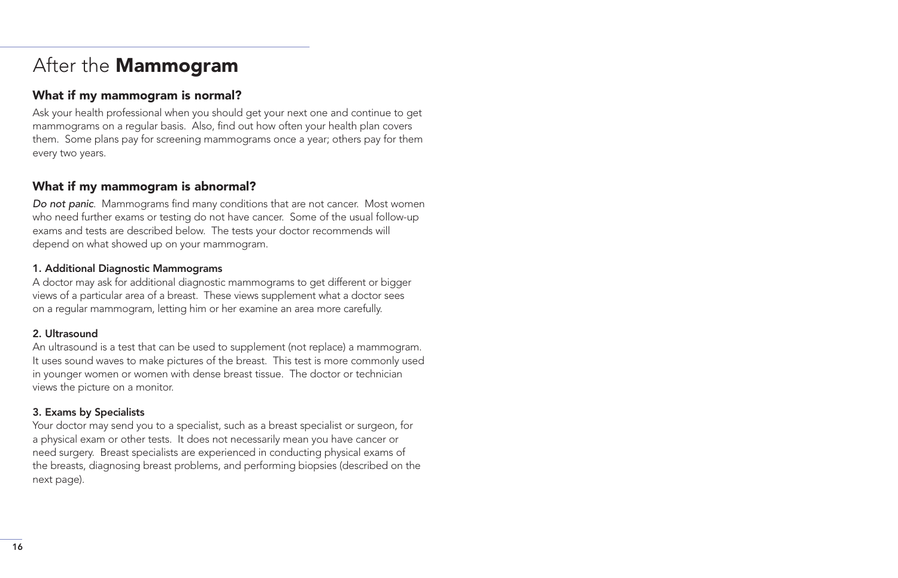# After the **Mammogram**

## What if my mammogram is normal?

Ask your health professional when you should get your next one and continue to get mammograms on a regular basis. Also, find out how often your health plan covers them. Some plans pay for screening mammograms once a year; others pay for them every two years.

## What if my mammogram is abnormal?

*Do not panic.* Mammograms find many conditions that are not cancer. Most women who need further exams or testing do not have cancer. Some of the usual follow-up exams and tests are described below. The tests your doctor recommends will depend on what showed up on your mammogram.

### 1. Additional Diagnostic Mammograms

A doctor may ask for additional diagnostic mammograms to get different or bigger views of a particular area of a breast. These views supplement what a doctor sees on a regular mammogram, letting him or her examine an area more carefully.

### 2. Ultrasound

An ultrasound is a test that can be used to supplement (not replace) a mammogram. It uses sound waves to make pictures of the breast. This test is more commonly used in younger women or women with dense breast tissue. The doctor or technician views the picture on a monitor.

### 3. Exams by Specialists

Your doctor may send you to a specialist, such as a breast specialist or surgeon, for a physical exam or other tests. It does not necessarily mean you have cancer or need surgery. Breast specialists are experienced in conducting physical exams of the breasts, diagnosing breast problems, and performing biopsies (described on the next page).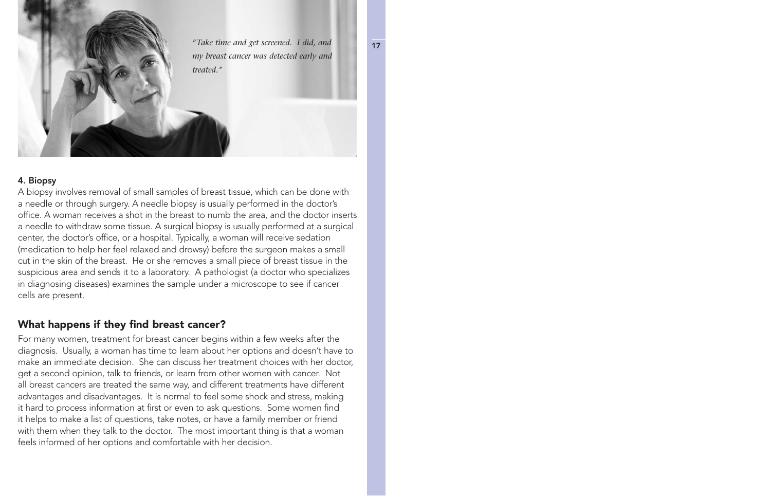*"Take time and get screened. I did, and my breast cancer was detected early and treated."*

**4. Biopsy**

A biopsy involves removal of small samples of breast tissue, which can be done with a needle or through surgery. A needle biopsy is usually performed in the doctor's office. A woman receives a shot in the breast to numb the area, and the doctor inserts a needle to withdraw some tissue. A surgical biopsy is usually performed at a surgical center, the doctor's office, or a hospital. Typically, a woman will receive sedation (medication to help her feel relaxed and drowsy) before the surgeon makes a small cut in the skin of the breast. He or she removes a small piece of breast tissue in the suspicious area and sends it to a laboratory. A pathologist (a doctor who specializes in diagnosing diseases) examines the sample under a microscope to see if cancer cells are present.

## What happens if they find breast cancer?

For many women, treatment for breast cancer begins within a few weeks after the diagnosis. Usually, a woman has time to learn about her options and doesn't have to make an immediate decision. She can discuss her treatment choices with her doctor, get a second opinion, talk to friends, or learn from other women with cancer. Not all breast cancers are treated the same way, and different treatments have different advantages and disadvantages. It is normal to feel some shock and stress, making it hard to process information at first or even to ask questions. Some women find it helps to make a list of questions, take notes, or have a family member or friend with them when they talk to the doctor. The most important thing is that a woman feels informed of her options and comfortable with her decision.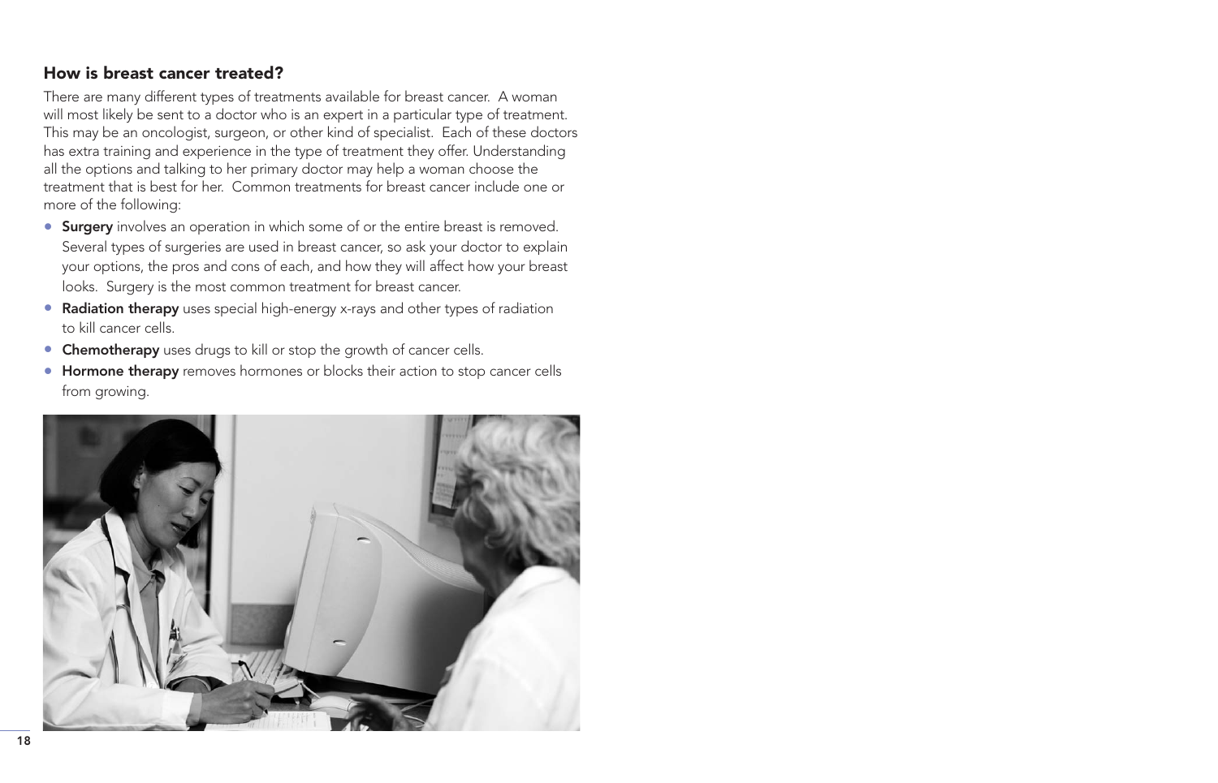## How is breast cancer treated?

There are many different types of treatments available for breast cancer. A woman will most likely be sent to a doctor who is an expert in a particular type of treatment. This may be an oncologist, surgeon, or other kind of specialist. Each of these doctors has extra training and experience in the type of treatment they offer. Understanding all the options and talking to her primary doctor may help a woman choose the treatment that is best for her. Common treatments for breast cancer include one or more of the following:

- **Surgery** involves an operation in which some of or the entire breast is removed. Several types of surgeries are used in breast cancer, so ask your doctor to explain your options, the pros and cons of each, and how they will affect how your breast looks. Surgery is the most common treatment for breast cancer.
- **Radiation therapy** uses special high-energy x-rays and other types of radiation to kill cancer cells.
- **Chemotherapy** uses drugs to kill or stop the growth of cancer cells.
- **Hormone therapy** removes hormones or blocks their action to stop cancer cells from growing.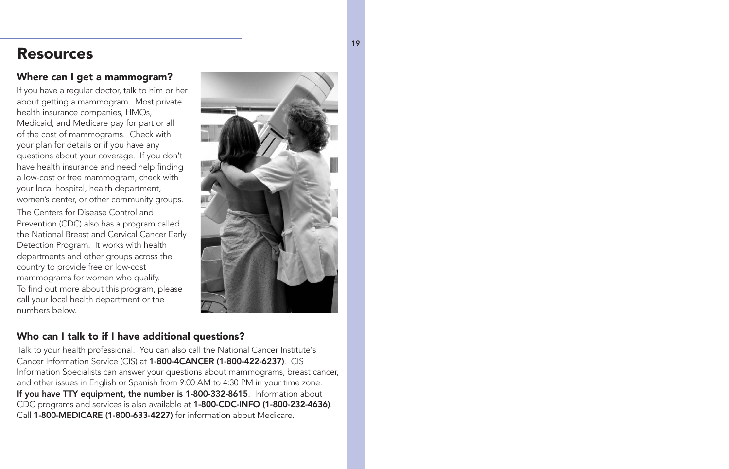# Resources

### Where can I get a mammogram?

If you have a regular doctor, talk to him or her about getting a mammogram. Most private health insurance companies, HMOs, Medicaid, and Medicare pay for part or all of the cost of mammograms. Check with your plan for details or if you have any questions about your coverage. If you don't have health insurance and need help finding a low-cost or free mammogram, check with your local hospital, health department, women's center, or other community groups.

The Centers for Disease Control and Prevention (CDC) also has a program called the National Breast and Cervical Cancer Early Detection Program. It works with health departments and other groups across the country to provide free or low-cost mammograms for women who qualify. To find out more about this program, please call your local health department or the numbers below.

### Who can I talk to if I have additional questions?

Talk to your health professional. You can also call the National Cancer Institute's Cancer Information Service (CIS) at **1-800-4CANCER (1-800-422-6237)**. CIS Information Specialists can answer your questions about mammograms, breast cancer, and other issues in English or Spanish from 9:00 AM to 4:30 PM in your time zone. **If you have TTY equipment, the number is 1-800-332-8615**. Information about CDC programs and services is also available at **1-800-CDC-INFO (1-800-232-4636)**. Call **1-800-MEDICARE (1-800-633-4227)** for information about Medicare.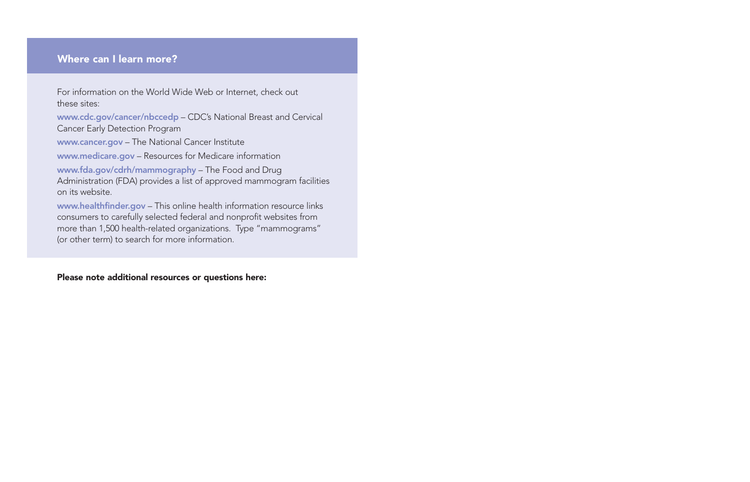## Where can I learn more?

For information on the World Wide Web or Internet, check out these sites:

**www.cdc.gov/cancer/nbccedp** – CDC's National Breast and Cervical Cancer Early Detection Program

**www.cancer.gov** – The National Cancer Institute

**www.medicare.gov** – Resources for Medicare information

**www.fda.gov/cdrh/mammography** – The Food and Drug Administration (FDA) provides a list of approved mammogram facilities on its website.

**www.healthfinder.gov** – This online health information resource links consumers to carefully selected federal and nonprofit websites from more than 1,500 health-related organizations. Type "mammograms" (or other term) to search for more information.

**Please note additional resources or questions here:**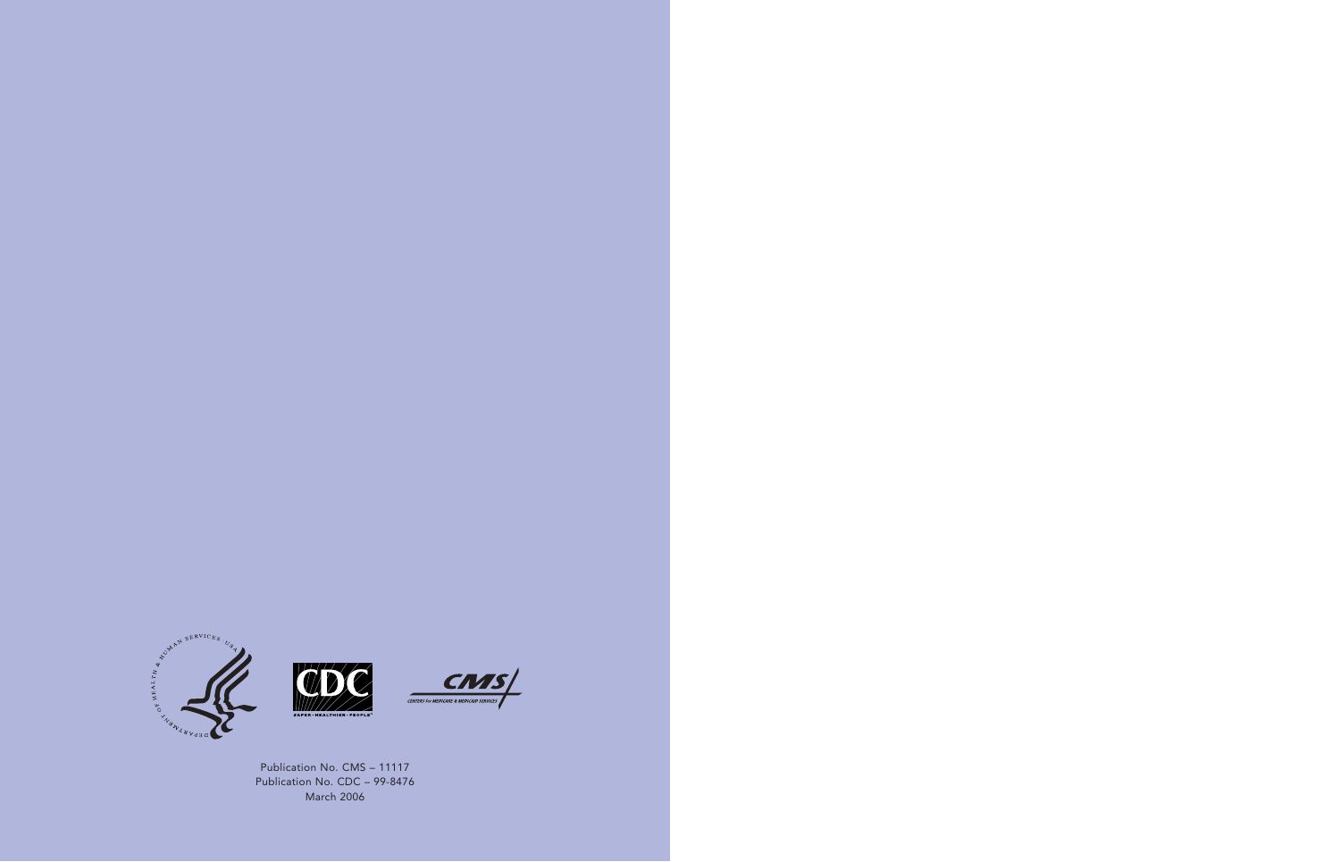Publication No. CMS – 11117
Publication No. CDC – 99-8476
March 2006